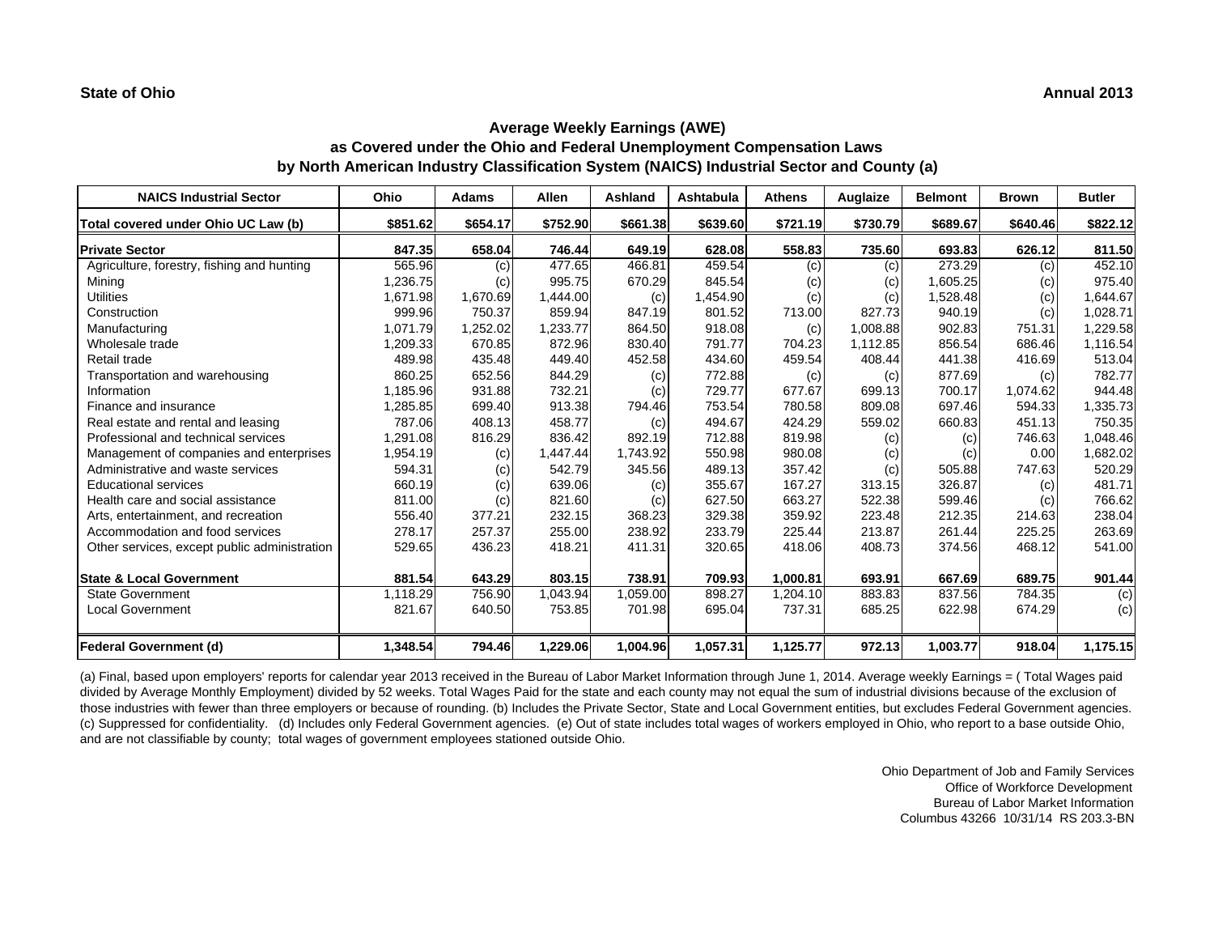**State of Ohio** **Annual 2013**

## Average Weekly Earnings (AWE)
## as Covered under the Ohio and Federal Unemployment Compensation Laws
## by North American Industry Classification System (NAICS) Industrial Sector and County (a)

| NAICS Industrial Sector | Ohio | Adams | Allen | Ashland | Ashtabula | Athens | Auglaize | Belmont | Brown | Butler |
|---|---|---|---|---|---|---|---|---|---|---|
| **Total covered under Ohio UC Law (b)** | **$851.62** | **$654.17** | **$752.90** | **$661.38** | **$639.60** | **$721.19** | **$730.79** | **$689.67** | **$640.46** | **$822.12** |
| **Private Sector** | **847.35** | **658.04** | **746.44** | **649.19** | **628.08** | **558.83** | **735.60** | **693.83** | **626.12** | **811.50** |
| Agriculture, forestry, fishing and hunting | 565.96 | (c) | 477.65 | 466.81 | 459.54 | (c) | (c) | 273.29 | (c) | 452.10 |
| Mining | 1,236.75 | (c) | 995.75 | 670.29 | 845.54 | (c) | (c) | 1,605.25 | (c) | 975.40 |
| Utilities | 1,671.98 | 1,670.69 | 1,444.00 | (c) | 1,454.90 | (c) | (c) | 1,528.48 | (c) | 1,644.67 |
| Construction | 999.96 | 750.37 | 859.94 | 847.19 | 801.52 | 713.00 | 827.73 | 940.19 | (c) | 1,028.71 |
| Manufacturing | 1,071.79 | 1,252.02 | 1,233.77 | 864.50 | 918.08 | (c) | 1,008.88 | 902.83 | 751.31 | 1,229.58 |
| Wholesale trade | 1,209.33 | 670.85 | 872.96 | 830.40 | 791.77 | 704.23 | 1,112.85 | 856.54 | 686.46 | 1,116.54 |
| Retail trade | 489.98 | 435.48 | 449.40 | 452.58 | 434.60 | 459.54 | 408.44 | 441.38 | 416.69 | 513.04 |
| Transportation and warehousing | 860.25 | 652.56 | 844.29 | (c) | 772.88 | (c) | (c) | 877.69 | (c) | 782.77 |
| Information | 1,185.96 | 931.88 | 732.21 | (c) | 729.77 | 677.67 | 699.13 | 700.17 | 1,074.62 | 944.48 |
| Finance and insurance | 1,285.85 | 699.40 | 913.38 | 794.46 | 753.54 | 780.58 | 809.08 | 697.46 | 594.33 | 1,335.73 |
| Real estate and rental and leasing | 787.06 | 408.13 | 458.77 | (c) | 494.67 | 424.29 | 559.02 | 660.83 | 451.13 | 750.35 |
| Professional and technical services | 1,291.08 | 816.29 | 836.42 | 892.19 | 712.88 | 819.98 | (c) | (c) | 746.63 | 1,048.46 |
| Management of companies and enterprises | 1,954.19 | (c) | 1,447.44 | 1,743.92 | 550.98 | 980.08 | (c) | (c) | 0.00 | 1,682.02 |
| Administrative and waste services | 594.31 | (c) | 542.79 | 345.56 | 489.13 | 357.42 | (c) | 505.88 | 747.63 | 520.29 |
| Educational services | 660.19 | (c) | 639.06 | (c) | 355.67 | 167.27 | 313.15 | 326.87 | (c) | 481.71 |
| Health care and social assistance | 811.00 | (c) | 821.60 | (c) | 627.50 | 663.27 | 522.38 | 599.46 | (c) | 766.62 |
| Arts, entertainment, and recreation | 556.40 | 377.21 | 232.15 | 368.23 | 329.38 | 359.92 | 223.48 | 212.35 | 214.63 | 238.04 |
| Accommodation and food services | 278.17 | 257.37 | 255.00 | 238.92 | 233.79 | 225.44 | 213.87 | 261.44 | 225.25 | 263.69 |
| Other services, except public administration | 529.65 | 436.23 | 418.21 | 411.31 | 320.65 | 418.06 | 408.73 | 374.56 | 468.12 | 541.00 |
| **State & Local Government** | **881.54** | **643.29** | **803.15** | **738.91** | **709.93** | **1,000.81** | **693.91** | **667.69** | **689.75** | **901.44** |
| State Government | 1,118.29 | 756.90 | 1,043.94 | 1,059.00 | 898.27 | 1,204.10 | 883.83 | 837.56 | 784.35 | (c) |
| Local Government | 821.67 | 640.50 | 753.85 | 701.98 | 695.04 | 737.31 | 685.25 | 622.98 | 674.29 | (c) |
| **Federal Government (d)** | **1,348.54** | **794.46** | **1,229.06** | **1,004.96** | **1,057.31** | **1,125.77** | **972.13** | **1,003.77** | **918.04** | **1,175.15** |

(a) Final, based upon employers' reports for calendar year 2013 received in the Bureau of Labor Market Information through June 1, 2014. Average weekly Earnings = ( Total Wages paid divided by Average Monthly Employment) divided by 52 weeks. Total Wages Paid for the state and each county may not equal the sum of industrial divisions because of the exclusion of those industries with fewer than three employers or because of rounding. (b) Includes the Private Sector, State and Local Government entities, but excludes Federal Government agencies. (c) Suppressed for confidentiality. (d) Includes only Federal Government agencies. (e) Out of state includes total wages of workers employed in Ohio, who report to a base outside Ohio, and are not classifiable by county; total wages of government employees stationed outside Ohio.

Ohio Department of Job and Family Services
Office of Workforce Development
Bureau of Labor Market Information
Columbus 43266 10/31/14 RS 203.3-BN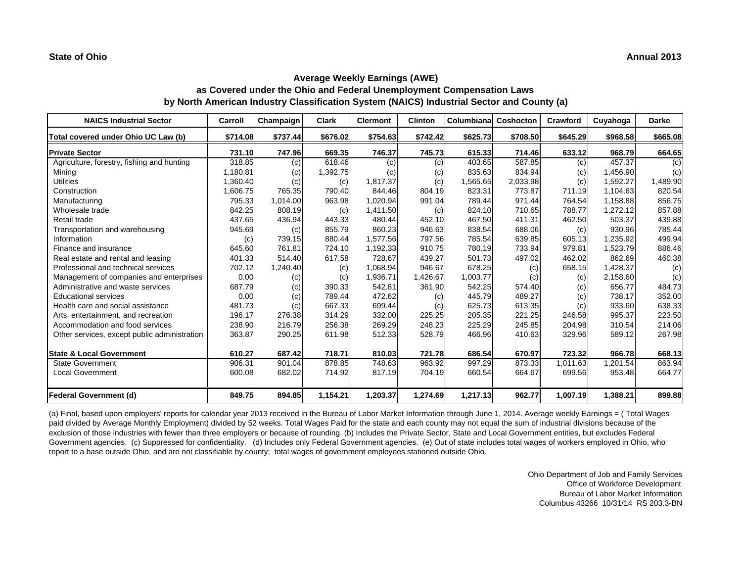**State of Ohio** **Annual 2013**

## Average Weekly Earnings (AWE)
## as Covered under the Ohio and Federal Unemployment Compensation Laws
## by North American Industry Classification System (NAICS) Industrial Sector and County (a)

| NAICS Industrial Sector | Carroll | Champaign | Clark | Clermont | Clinton | Columbiana | Coshocton | Crawford | Cuyahoga | Darke |
|---|---|---|---|---|---|---|---|---|---|---|
| **Total covered under Ohio UC Law (b)** | **$714.08** | **$737.44** | **$676.02** | **$754.63** | **$742.42** | **$625.73** | **$708.50** | **$645.29** | **$968.58** | **$665.08** |
| **Private Sector** | **731.10** | **747.96** | **669.35** | **746.37** | **745.73** | **615.33** | **714.46** | **633.12** | **968.79** | **664.65** |
| Agriculture, forestry, fishing and hunting | 318.85 | (c) | 618.46 | (c) | (c) | 403.65 | 587.85 | (c) | 457.37 | (c) |
| Mining | 1,180.81 | (c) | 1,392.75 | (c) | (c) | 835.63 | 834.94 | (c) | 1,456.90 | (c) |
| Utilities | 1,360.40 | (c) | (c) | 1,817.37 | (c) | 1,565.65 | 2,033.98 | (c) | 1,592.27 | 1,489.90 |
| Construction | 1,606.75 | 765.35 | 790.40 | 844.46 | 804.19 | 823.31 | 773.87 | 711.19 | 1,104.63 | 820.54 |
| Manufacturing | 795.33 | 1,014.00 | 963.98 | 1,020.94 | 991.04 | 789.44 | 971.44 | 764.54 | 1,158.88 | 856.75 |
| Wholesale trade | 842.25 | 808.19 | (c) | 1,411.50 | (c) | 824.10 | 710.65 | 788.77 | 1,272.12 | 857.88 |
| Retail trade | 437.65 | 436.94 | 443.33 | 480.44 | 452.10 | 467.50 | 411.31 | 462.50 | 503.37 | 439.88 |
| Transportation and warehousing | 945.69 | (c) | 855.79 | 860.23 | 946.63 | 838.54 | 688.06 | (c) | 930.96 | 785.44 |
| Information | (c) | 739.15 | 880.44 | 1,577.56 | 797.56 | 785.54 | 639.85 | 605.13 | 1,235.92 | 499.94 |
| Finance and insurance | 645.60 | 761.81 | 724.10 | 1,192.33 | 910.75 | 780.19 | 733.94 | 979.81 | 1,523.79 | 886.46 |
| Real estate and rental and leasing | 401.33 | 514.40 | 617.58 | 728.67 | 439.27 | 501.73 | 497.02 | 462.02 | 862.69 | 460.38 |
| Professional and technical services | 702.12 | 1,240.40 | (c) | 1,068.94 | 946.67 | 678.25 | (c) | 658.15 | 1,428.37 | (c) |
| Management of companies and enterprises | 0.00 | (c) | (c) | 1,936.71 | 1,426.67 | 1,003.77 | (c) | (c) | 2,158.60 | (c) |
| Administrative and waste services | 687.79 | (c) | 390.33 | 542.81 | 361.90 | 542.25 | 574.40 | (c) | 656.77 | 484.73 |
| Educational services | 0.00 | (c) | 789.44 | 472.62 | (c) | 445.79 | 489.27 | (c) | 738.17 | 352.00 |
| Health care and social assistance | 481.73 | (c) | 667.33 | 699.44 | (c) | 625.73 | 613.35 | (c) | 933.60 | 638.33 |
| Arts, entertainment, and recreation | 196.17 | 276.38 | 314.29 | 332.00 | 225.25 | 205.35 | 221.25 | 246.58 | 995.37 | 223.50 |
| Accommodation and food services | 238.90 | 216.79 | 256.38 | 269.29 | 248.23 | 225.29 | 245.85 | 204.98 | 310.54 | 214.06 |
| Other services, except public administration | 363.87 | 290.25 | 611.98 | 512.33 | 528.79 | 466.96 | 410.63 | 329.96 | 589.12 | 267.98 |
| **State & Local Government** | **610.27** | **687.42** | **718.71** | **810.03** | **721.78** | **686.54** | **670.97** | **723.32** | **966.78** | **668.13** |
| State Government | 906.31 | 901.04 | 878.85 | 748.63 | 963.92 | 997.29 | 873.33 | 1,011.63 | 1,201.54 | 863.94 |
| Local Government | 600.08 | 682.02 | 714.92 | 817.19 | 704.19 | 660.54 | 664.67 | 699.56 | 953.48 | 664.77 |
| **Federal Government (d)** | **849.75** | **894.85** | **1,154.21** | **1,203.37** | **1,274.69** | **1,217.13** | **962.77** | **1,007.19** | **1,388.21** | **899.88** |

(a) Final, based upon employers' reports for calendar year 2013 received in the Bureau of Labor Market Information through June 1, 2014. Average weekly Earnings = ( Total Wages paid divided by Average Monthly Employment) divided by 52 weeks. Total Wages Paid for the state and each county may not equal the sum of industrial divisions because of the exclusion of those industries with fewer than three employers or because of rounding. (b) Includes the Private Sector, State and Local Government entities, but excludes Federal Government agencies. (c) Suppressed for confidentiality. (d) Includes only Federal Government agencies. (e) Out of state includes total wages of workers employed in Ohio, who report to a base outside Ohio, and are not classifiable by county; total wages of government employees stationed outside Ohio.

Ohio Department of Job and Family Services
Office of Workforce Development
Bureau of Labor Market Information
Columbus 43266 10/31/14 RS 203.3-BN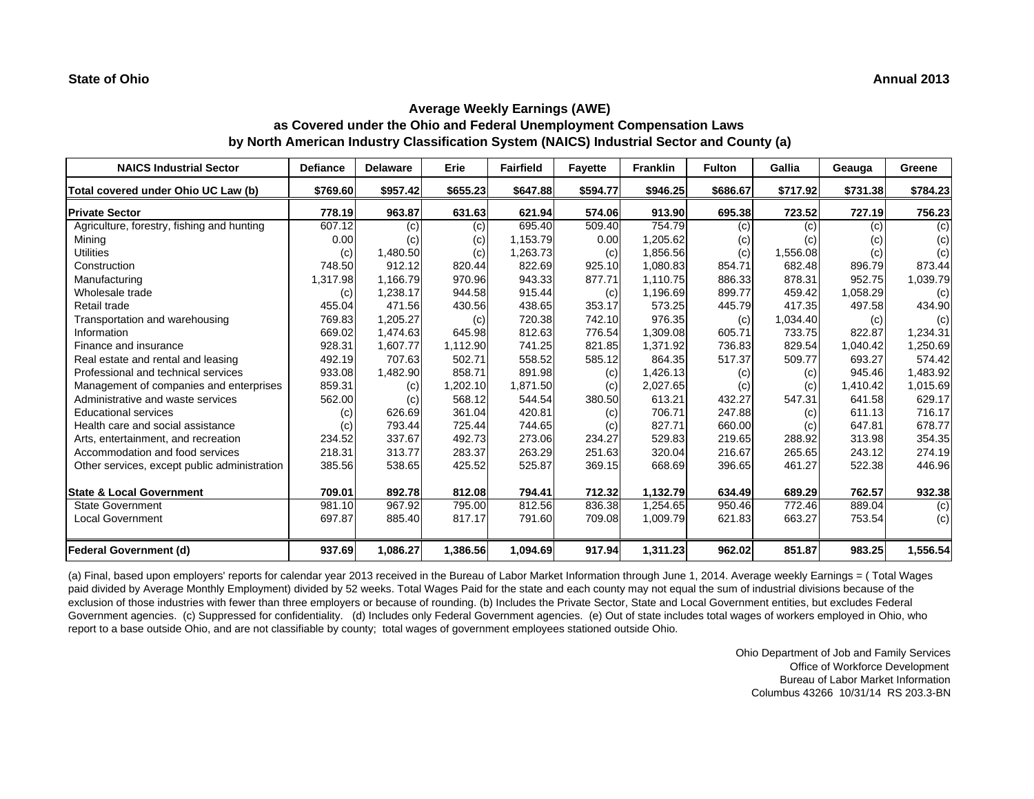**State of Ohio** **Annual 2013**

## Average Weekly Earnings (AWE)
## as Covered under the Ohio and Federal Unemployment Compensation Laws
## by North American Industry Classification System (NAICS) Industrial Sector and County (a)

| NAICS Industrial Sector | Defiance | Delaware | Erie | Fairfield | Fayette | Franklin | Fulton | Gallia | Geauga | Greene |
|---|---|---|---|---|---|---|---|---|---|---|
| **Total covered under Ohio UC Law (b)** | **$769.60** | **$957.42** | **$655.23** | **$647.88** | **$594.77** | **$946.25** | **$686.67** | **$717.92** | **$731.38** | **$784.23** |
| **Private Sector** | **778.19** | **963.87** | **631.63** | **621.94** | **574.06** | **913.90** | **695.38** | **723.52** | **727.19** | **756.23** |
| Agriculture, forestry, fishing and hunting | 607.12 | (c) | (c) | 695.40 | 509.40 | 754.79 | (c) | (c) | (c) | (c) |
| Mining | 0.00 | (c) | (c) | 1,153.79 | 0.00 | 1,205.62 | (c) | (c) | (c) | (c) |
| Utilities | (c) | 1,480.50 | (c) | 1,263.73 | (c) | 1,856.56 | (c) | 1,556.08 | (c) | (c) |
| Construction | 748.50 | 912.12 | 820.44 | 822.69 | 925.10 | 1,080.83 | 854.71 | 682.48 | 896.79 | 873.44 |
| Manufacturing | 1,317.98 | 1,166.79 | 970.96 | 943.33 | 877.71 | 1,110.75 | 886.33 | 878.31 | 952.75 | 1,039.79 |
| Wholesale trade | (c) | 1,238.17 | 944.58 | 915.44 | (c) | 1,196.69 | 899.77 | 459.42 | 1,058.29 | (c) |
| Retail trade | 455.04 | 471.56 | 430.56 | 438.65 | 353.17 | 573.25 | 445.79 | 417.35 | 497.58 | 434.90 |
| Transportation and warehousing | 769.83 | 1,205.27 | (c) | 720.38 | 742.10 | 976.35 | (c) | 1,034.40 | (c) | (c) |
| Information | 669.02 | 1,474.63 | 645.98 | 812.63 | 776.54 | 1,309.08 | 605.71 | 733.75 | 822.87 | 1,234.31 |
| Finance and insurance | 928.31 | 1,607.77 | 1,112.90 | 741.25 | 821.85 | 1,371.92 | 736.83 | 829.54 | 1,040.42 | 1,250.69 |
| Real estate and rental and leasing | 492.19 | 707.63 | 502.71 | 558.52 | 585.12 | 864.35 | 517.37 | 509.77 | 693.27 | 574.42 |
| Professional and technical services | 933.08 | 1,482.90 | 858.71 | 891.98 | (c) | 1,426.13 | (c) | (c) | 945.46 | 1,483.92 |
| Management of companies and enterprises | 859.31 | (c) | 1,202.10 | 1,871.50 | (c) | 2,027.65 | (c) | (c) | 1,410.42 | 1,015.69 |
| Administrative and waste services | 562.00 | (c) | 568.12 | 544.54 | 380.50 | 613.21 | 432.27 | 547.31 | 641.58 | 629.17 |
| Educational services | (c) | 626.69 | 361.04 | 420.81 | (c) | 706.71 | 247.88 | (c) | 611.13 | 716.17 |
| Health care and social assistance | (c) | 793.44 | 725.44 | 744.65 | (c) | 827.71 | 660.00 | (c) | 647.81 | 678.77 |
| Arts, entertainment, and recreation | 234.52 | 337.67 | 492.73 | 273.06 | 234.27 | 529.83 | 219.65 | 288.92 | 313.98 | 354.35 |
| Accommodation and food services | 218.31 | 313.77 | 283.37 | 263.29 | 251.63 | 320.04 | 216.67 | 265.65 | 243.12 | 274.19 |
| Other services, except public administration | 385.56 | 538.65 | 425.52 | 525.87 | 369.15 | 668.69 | 396.65 | 461.27 | 522.38 | 446.96 |
| **State & Local Government** | **709.01** | **892.78** | **812.08** | **794.41** | **712.32** | **1,132.79** | **634.49** | **689.29** | **762.57** | **932.38** |
| State Government | 981.10 | 967.92 | 795.00 | 812.56 | 836.38 | 1,254.65 | 950.46 | 772.46 | 889.04 | (c) |
| Local Government | 697.87 | 885.40 | 817.17 | 791.60 | 709.08 | 1,009.79 | 621.83 | 663.27 | 753.54 | (c) |
| **Federal Government (d)** | **937.69** | **1,086.27** | **1,386.56** | **1,094.69** | **917.94** | **1,311.23** | **962.02** | **851.87** | **983.25** | **1,556.54** |

(a) Final, based upon employers' reports for calendar year 2013 received in the Bureau of Labor Market Information through June 1, 2014. Average weekly Earnings = ( Total Wages paid divided by Average Monthly Employment) divided by 52 weeks. Total Wages Paid for the state and each county may not equal the sum of industrial divisions because of the exclusion of those industries with fewer than three employers or because of rounding. (b) Includes the Private Sector, State and Local Government entities, but excludes Federal Government agencies. (c) Suppressed for confidentiality. (d) Includes only Federal Government agencies. (e) Out of state includes total wages of workers employed in Ohio, who report to a base outside Ohio, and are not classifiable by county; total wages of government employees stationed outside Ohio.

Ohio Department of Job and Family Services
Office of Workforce Development
Bureau of Labor Market Information
Columbus 43266 10/31/14 RS 203.3-BN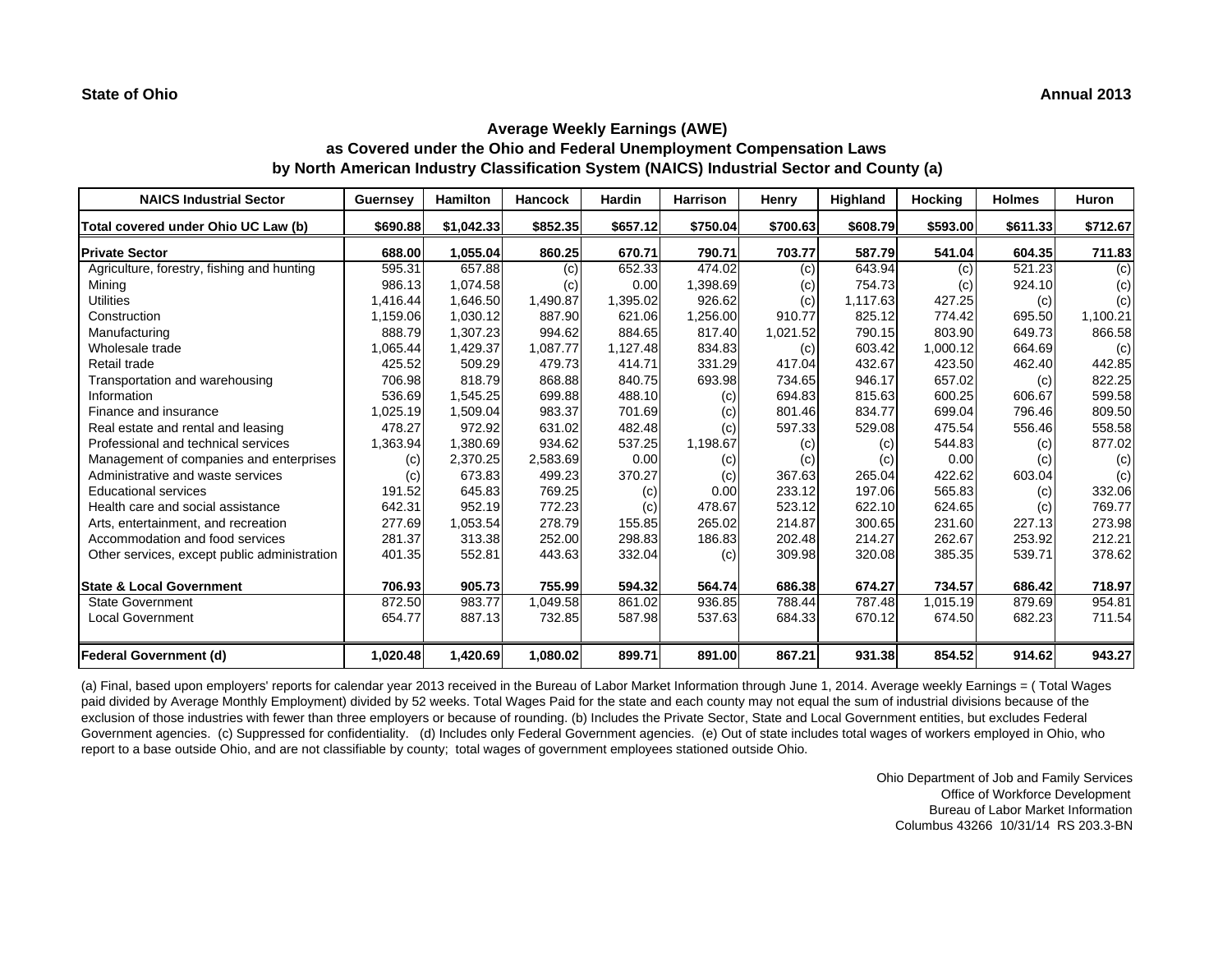**State of Ohio** **Annual 2013**

## Average Weekly Earnings (AWE)
## as Covered under the Ohio and Federal Unemployment Compensation Laws
## by North American Industry Classification System (NAICS) Industrial Sector and County (a)

| NAICS Industrial Sector | Guernsey | Hamilton | Hancock | Hardin | Harrison | Henry | Highland | Hocking | Holmes | Huron |
|---|---|---|---|---|---|---|---|---|---|---|
| **Total covered under Ohio UC Law (b)** | **$690.88** | **$1,042.33** | **$852.35** | **$657.12** | **$750.04** | **$700.63** | **$608.79** | **$593.00** | **$611.33** | **$712.67** |
| **Private Sector** | **688.00** | **1,055.04** | **860.25** | **670.71** | **790.71** | **703.77** | **587.79** | **541.04** | **604.35** | **711.83** |
| Agriculture, forestry, fishing and hunting | 595.31 | 657.88 | (c) | 652.33 | 474.02 | (c) | 643.94 | (c) | 521.23 | (c) |
| Mining | 986.13 | 1,074.58 | (c) | 0.00 | 1,398.69 | (c) | 754.73 | (c) | 924.10 | (c) |
| Utilities | 1,416.44 | 1,646.50 | 1,490.87 | 1,395.02 | 926.62 | (c) | 1,117.63 | 427.25 | (c) | (c) |
| Construction | 1,159.06 | 1,030.12 | 887.90 | 621.06 | 1,256.00 | 910.77 | 825.12 | 774.42 | 695.50 | 1,100.21 |
| Manufacturing | 888.79 | 1,307.23 | 994.62 | 884.65 | 817.40 | 1,021.52 | 790.15 | 803.90 | 649.73 | 866.58 |
| Wholesale trade | 1,065.44 | 1,429.37 | 1,087.77 | 1,127.48 | 834.83 | (c) | 603.42 | 1,000.12 | 664.69 | (c) |
| Retail trade | 425.52 | 509.29 | 479.73 | 414.71 | 331.29 | 417.04 | 432.67 | 423.50 | 462.40 | 442.85 |
| Transportation and warehousing | 706.98 | 818.79 | 868.88 | 840.75 | 693.98 | 734.65 | 946.17 | 657.02 | (c) | 822.25 |
| Information | 536.69 | 1,545.25 | 699.88 | 488.10 | (c) | 694.83 | 815.63 | 600.25 | 606.67 | 599.58 |
| Finance and insurance | 1,025.19 | 1,509.04 | 983.37 | 701.69 | (c) | 801.46 | 834.77 | 699.04 | 796.46 | 809.50 |
| Real estate and rental and leasing | 478.27 | 972.92 | 631.02 | 482.48 | (c) | 597.33 | 529.08 | 475.54 | 556.46 | 558.58 |
| Professional and technical services | 1,363.94 | 1,380.69 | 934.62 | 537.25 | 1,198.67 | (c) | (c) | 544.83 | (c) | 877.02 |
| Management of companies and enterprises | (c) | 2,370.25 | 2,583.69 | 0.00 | (c) | (c) | (c) | 0.00 | (c) | (c) |
| Administrative and waste services | (c) | 673.83 | 499.23 | 370.27 | (c) | 367.63 | 265.04 | 422.62 | 603.04 | (c) |
| Educational services | 191.52 | 645.83 | 769.25 | (c) | 0.00 | 233.12 | 197.06 | 565.83 | (c) | 332.06 |
| Health care and social assistance | 642.31 | 952.19 | 772.23 | (c) | 478.67 | 523.12 | 622.10 | 624.65 | (c) | 769.77 |
| Arts, entertainment, and recreation | 277.69 | 1,053.54 | 278.79 | 155.85 | 265.02 | 214.87 | 300.65 | 231.60 | 227.13 | 273.98 |
| Accommodation and food services | 281.37 | 313.38 | 252.00 | 298.83 | 186.83 | 202.48 | 214.27 | 262.67 | 253.92 | 212.21 |
| Other services, except public administration | 401.35 | 552.81 | 443.63 | 332.04 | (c) | 309.98 | 320.08 | 385.35 | 539.71 | 378.62 |
| **State & Local Government** | **706.93** | **905.73** | **755.99** | **594.32** | **564.74** | **686.38** | **674.27** | **734.57** | **686.42** | **718.97** |
| State Government | 872.50 | 983.77 | 1,049.58 | 861.02 | 936.85 | 788.44 | 787.48 | 1,015.19 | 879.69 | 954.81 |
| Local Government | 654.77 | 887.13 | 732.85 | 587.98 | 537.63 | 684.33 | 670.12 | 674.50 | 682.23 | 711.54 |
| **Federal Government (d)** | **1,020.48** | **1,420.69** | **1,080.02** | **899.71** | **891.00** | **867.21** | **931.38** | **854.52** | **914.62** | **943.27** |

(a) Final, based upon employers' reports for calendar year 2013 received in the Bureau of Labor Market Information through June 1, 2014. Average weekly Earnings = ( Total Wages paid divided by Average Monthly Employment) divided by 52 weeks. Total Wages Paid for the state and each county may not equal the sum of industrial divisions because of the exclusion of those industries with fewer than three employers or because of rounding. (b) Includes the Private Sector, State and Local Government entities, but excludes Federal Government agencies. (c) Suppressed for confidentiality. (d) Includes only Federal Government agencies. (e) Out of state includes total wages of workers employed in Ohio, who report to a base outside Ohio, and are not classifiable by county; total wages of government employees stationed outside Ohio.

Ohio Department of Job and Family Services
Office of Workforce Development
Bureau of Labor Market Information
Columbus 43266 10/31/14 RS 203.3-BN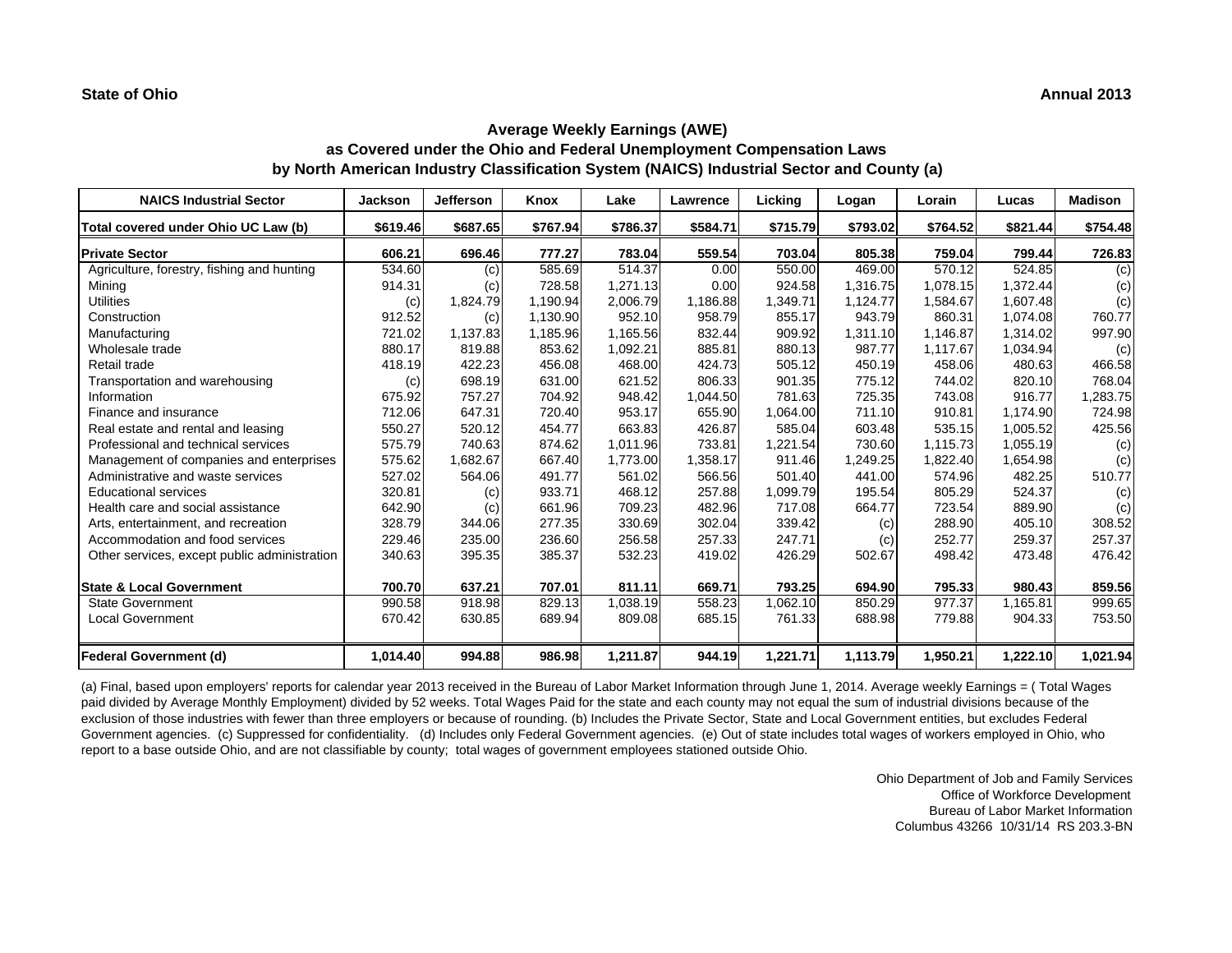**State of Ohio** **Annual 2013**

## Average Weekly Earnings (AWE)
## as Covered under the Ohio and Federal Unemployment Compensation Laws
## by North American Industry Classification System (NAICS) Industrial Sector and County (a)

| NAICS Industrial Sector | Jackson | Jefferson | Knox | Lake | Lawrence | Licking | Logan | Lorain | Lucas | Madison |
|---|---|---|---|---|---|---|---|---|---|---|
| **Total covered under Ohio UC Law (b)** | **$619.46** | **$687.65** | **$767.94** | **$786.37** | **$584.71** | **$715.79** | **$793.02** | **$764.52** | **$821.44** | **$754.48** |
| **Private Sector** | **606.21** | **696.46** | **777.27** | **783.04** | **559.54** | **703.04** | **805.38** | **759.04** | **799.44** | **726.83** |
| Agriculture, forestry, fishing and hunting | 534.60 | (c) | 585.69 | 514.37 | 0.00 | 550.00 | 469.00 | 570.12 | 524.85 | (c) |
| Mining | 914.31 | (c) | 728.58 | 1,271.13 | 0.00 | 924.58 | 1,316.75 | 1,078.15 | 1,372.44 | (c) |
| Utilities | (c) | 1,824.79 | 1,190.94 | 2,006.79 | 1,186.88 | 1,349.71 | 1,124.77 | 1,584.67 | 1,607.48 | (c) |
| Construction | 912.52 | (c) | 1,130.90 | 952.10 | 958.79 | 855.17 | 943.79 | 860.31 | 1,074.08 | 760.77 |
| Manufacturing | 721.02 | 1,137.83 | 1,185.96 | 1,165.56 | 832.44 | 909.92 | 1,311.10 | 1,146.87 | 1,314.02 | 997.90 |
| Wholesale trade | 880.17 | 819.88 | 853.62 | 1,092.21 | 885.81 | 880.13 | 987.77 | 1,117.67 | 1,034.94 | (c) |
| Retail trade | 418.19 | 422.23 | 456.08 | 468.00 | 424.73 | 505.12 | 450.19 | 458.06 | 480.63 | 466.58 |
| Transportation and warehousing | (c) | 698.19 | 631.00 | 621.52 | 806.33 | 901.35 | 775.12 | 744.02 | 820.10 | 768.04 |
| Information | 675.92 | 757.27 | 704.92 | 948.42 | 1,044.50 | 781.63 | 725.35 | 743.08 | 916.77 | 1,283.75 |
| Finance and insurance | 712.06 | 647.31 | 720.40 | 953.17 | 655.90 | 1,064.00 | 711.10 | 910.81 | 1,174.90 | 724.98 |
| Real estate and rental and leasing | 550.27 | 520.12 | 454.77 | 663.83 | 426.87 | 585.04 | 603.48 | 535.15 | 1,005.52 | 425.56 |
| Professional and technical services | 575.79 | 740.63 | 874.62 | 1,011.96 | 733.81 | 1,221.54 | 730.60 | 1,115.73 | 1,055.19 | (c) |
| Management of companies and enterprises | 575.62 | 1,682.67 | 667.40 | 1,773.00 | 1,358.17 | 911.46 | 1,249.25 | 1,822.40 | 1,654.98 | (c) |
| Administrative and waste services | 527.02 | 564.06 | 491.77 | 561.02 | 566.56 | 501.40 | 441.00 | 574.96 | 482.25 | 510.77 |
| Educational services | 320.81 | (c) | 933.71 | 468.12 | 257.88 | 1,099.79 | 195.54 | 805.29 | 524.37 | (c) |
| Health care and social assistance | 642.90 | (c) | 661.96 | 709.23 | 482.96 | 717.08 | 664.77 | 723.54 | 889.90 | (c) |
| Arts, entertainment, and recreation | 328.79 | 344.06 | 277.35 | 330.69 | 302.04 | 339.42 | (c) | 288.90 | 405.10 | 308.52 |
| Accommodation and food services | 229.46 | 235.00 | 236.60 | 256.58 | 257.33 | 247.71 | (c) | 252.77 | 259.37 | 257.37 |
| Other services, except public administration | 340.63 | 395.35 | 385.37 | 532.23 | 419.02 | 426.29 | 502.67 | 498.42 | 473.48 | 476.42 |
| **State & Local Government** | **700.70** | **637.21** | **707.01** | **811.11** | **669.71** | **793.25** | **694.90** | **795.33** | **980.43** | **859.56** |
| State Government | 990.58 | 918.98 | 829.13 | 1,038.19 | 558.23 | 1,062.10 | 850.29 | 977.37 | 1,165.81 | 999.65 |
| Local Government | 670.42 | 630.85 | 689.94 | 809.08 | 685.15 | 761.33 | 688.98 | 779.88 | 904.33 | 753.50 |
| **Federal Government (d)** | **1,014.40** | **994.88** | **986.98** | **1,211.87** | **944.19** | **1,221.71** | **1,113.79** | **1,950.21** | **1,222.10** | **1,021.94** |

(a) Final, based upon employers' reports for calendar year 2013 received in the Bureau of Labor Market Information through June 1, 2014. Average weekly Earnings = ( Total Wages paid divided by Average Monthly Employment) divided by 52 weeks. Total Wages Paid for the state and each county may not equal the sum of industrial divisions because of the exclusion of those industries with fewer than three employers or because of rounding. (b) Includes the Private Sector, State and Local Government entities, but excludes Federal Government agencies. (c) Suppressed for confidentiality. (d) Includes only Federal Government agencies. (e) Out of state includes total wages of workers employed in Ohio, who report to a base outside Ohio, and are not classifiable by county; total wages of government employees stationed outside Ohio.

Ohio Department of Job and Family Services
Office of Workforce Development
Bureau of Labor Market Information
Columbus 43266 10/31/14 RS 203.3-BN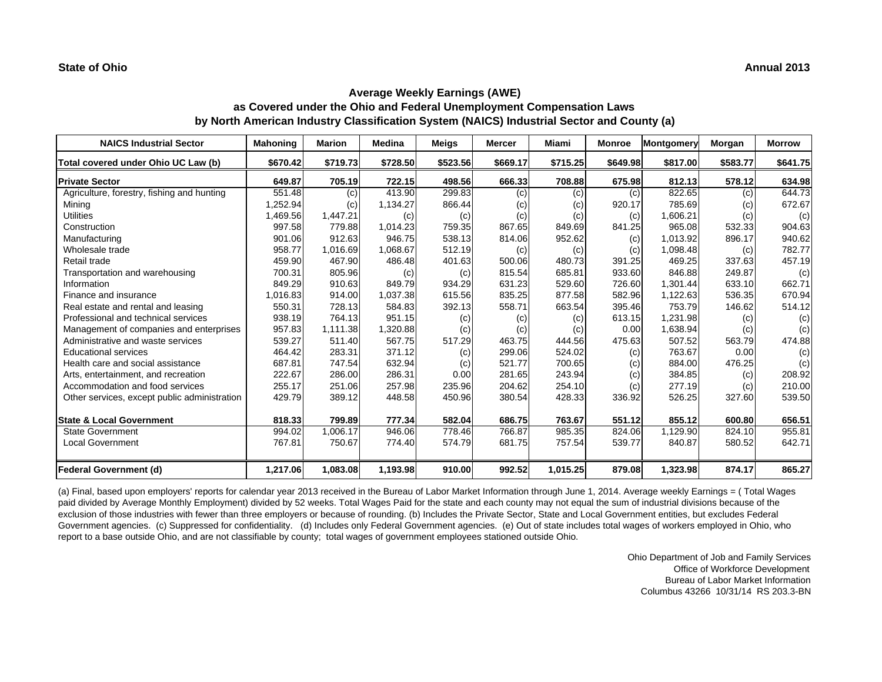**State of Ohio** **Annual 2013**

## Average Weekly Earnings (AWE)
## as Covered under the Ohio and Federal Unemployment Compensation Laws
## by North American Industry Classification System (NAICS) Industrial Sector and County (a)

| NAICS Industrial Sector | Mahoning | Marion | Medina | Meigs | Mercer | Miami | Monroe | Montgomery | Morgan | Morrow |
|---|---|---|---|---|---|---|---|---|---|---|
| **Total covered under Ohio UC Law (b)** | **$670.42** | **$719.73** | **$728.50** | **$523.56** | **$669.17** | **$715.25** | **$649.98** | **$817.00** | **$583.77** | **$641.75** |
| **Private Sector** | **649.87** | **705.19** | **722.15** | **498.56** | **666.33** | **708.88** | **675.98** | **812.13** | **578.12** | **634.98** |
| Agriculture, forestry, fishing and hunting | 551.48 | (c) | 413.90 | 299.83 | (c) | (c) | (c) | 822.65 | (c) | 644.73 |
| Mining | 1,252.94 | (c) | 1,134.27 | 866.44 | (c) | (c) | 920.17 | 785.69 | (c) | 672.67 |
| Utilities | 1,469.56 | 1,447.21 | (c) | (c) | (c) | (c) | (c) | 1,606.21 | (c) | (c) |
| Construction | 997.58 | 779.88 | 1,014.23 | 759.35 | 867.65 | 849.69 | 841.25 | 965.08 | 532.33 | 904.63 |
| Manufacturing | 901.06 | 912.63 | 946.75 | 538.13 | 814.06 | 952.62 | (c) | 1,013.92 | 896.17 | 940.62 |
| Wholesale trade | 958.77 | 1,016.69 | 1,068.67 | 512.19 | (c) | (c) | (c) | 1,098.48 | (c) | 782.77 |
| Retail trade | 459.90 | 467.90 | 486.48 | 401.63 | 500.06 | 480.73 | 391.25 | 469.25 | 337.63 | 457.19 |
| Transportation and warehousing | 700.31 | 805.96 | (c) | (c) | 815.54 | 685.81 | 933.60 | 846.88 | 249.87 | (c) |
| Information | 849.29 | 910.63 | 849.79 | 934.29 | 631.23 | 529.60 | 726.60 | 1,301.44 | 633.10 | 662.71 |
| Finance and insurance | 1,016.83 | 914.00 | 1,037.38 | 615.56 | 835.25 | 877.58 | 582.96 | 1,122.63 | 536.35 | 670.94 |
| Real estate and rental and leasing | 550.31 | 728.13 | 584.83 | 392.13 | 558.71 | 663.54 | 395.46 | 753.79 | 146.62 | 514.12 |
| Professional and technical services | 938.19 | 764.13 | 951.15 | (c) | (c) | (c) | 613.15 | 1,231.98 | (c) | (c) |
| Management of companies and enterprises | 957.83 | 1,111.38 | 1,320.88 | (c) | (c) | (c) | 0.00 | 1,638.94 | (c) | (c) |
| Administrative and waste services | 539.27 | 511.40 | 567.75 | 517.29 | 463.75 | 444.56 | 475.63 | 507.52 | 563.79 | 474.88 |
| Educational services | 464.42 | 283.31 | 371.12 | (c) | 299.06 | 524.02 | (c) | 763.67 | 0.00 | (c) |
| Health care and social assistance | 687.81 | 747.54 | 632.94 | (c) | 521.77 | 700.65 | (c) | 884.00 | 476.25 | (c) |
| Arts, entertainment, and recreation | 222.67 | 286.00 | 286.31 | 0.00 | 281.65 | 243.94 | (c) | 384.85 | (c) | 208.92 |
| Accommodation and food services | 255.17 | 251.06 | 257.98 | 235.96 | 204.62 | 254.10 | (c) | 277.19 | (c) | 210.00 |
| Other services, except public administration | 429.79 | 389.12 | 448.58 | 450.96 | 380.54 | 428.33 | 336.92 | 526.25 | 327.60 | 539.50 |
| **State & Local Government** | **818.33** | **799.89** | **777.34** | **582.04** | **686.75** | **763.67** | **551.12** | **855.12** | **600.80** | **656.51** |
| State Government | 994.02 | 1,006.17 | 946.06 | 778.46 | 766.87 | 985.35 | 824.06 | 1,129.90 | 824.10 | 955.81 |
| Local Government | 767.81 | 750.67 | 774.40 | 574.79 | 681.75 | 757.54 | 539.77 | 840.87 | 580.52 | 642.71 |
| **Federal Government (d)** | **1,217.06** | **1,083.08** | **1,193.98** | **910.00** | **992.52** | **1,015.25** | **879.08** | **1,323.98** | **874.17** | **865.27** |

(a) Final, based upon employers' reports for calendar year 2013 received in the Bureau of Labor Market Information through June 1, 2014. Average weekly Earnings = ( Total Wages paid divided by Average Monthly Employment) divided by 52 weeks. Total Wages Paid for the state and each county may not equal the sum of industrial divisions because of the exclusion of those industries with fewer than three employers or because of rounding. (b) Includes the Private Sector, State and Local Government entities, but excludes Federal Government agencies. (c) Suppressed for confidentiality. (d) Includes only Federal Government agencies. (e) Out of state includes total wages of workers employed in Ohio, who report to a base outside Ohio, and are not classifiable by county; total wages of government employees stationed outside Ohio.

Ohio Department of Job and Family Services
Office of Workforce Development
Bureau of Labor Market Information
Columbus 43266 10/31/14 RS 203.3-BN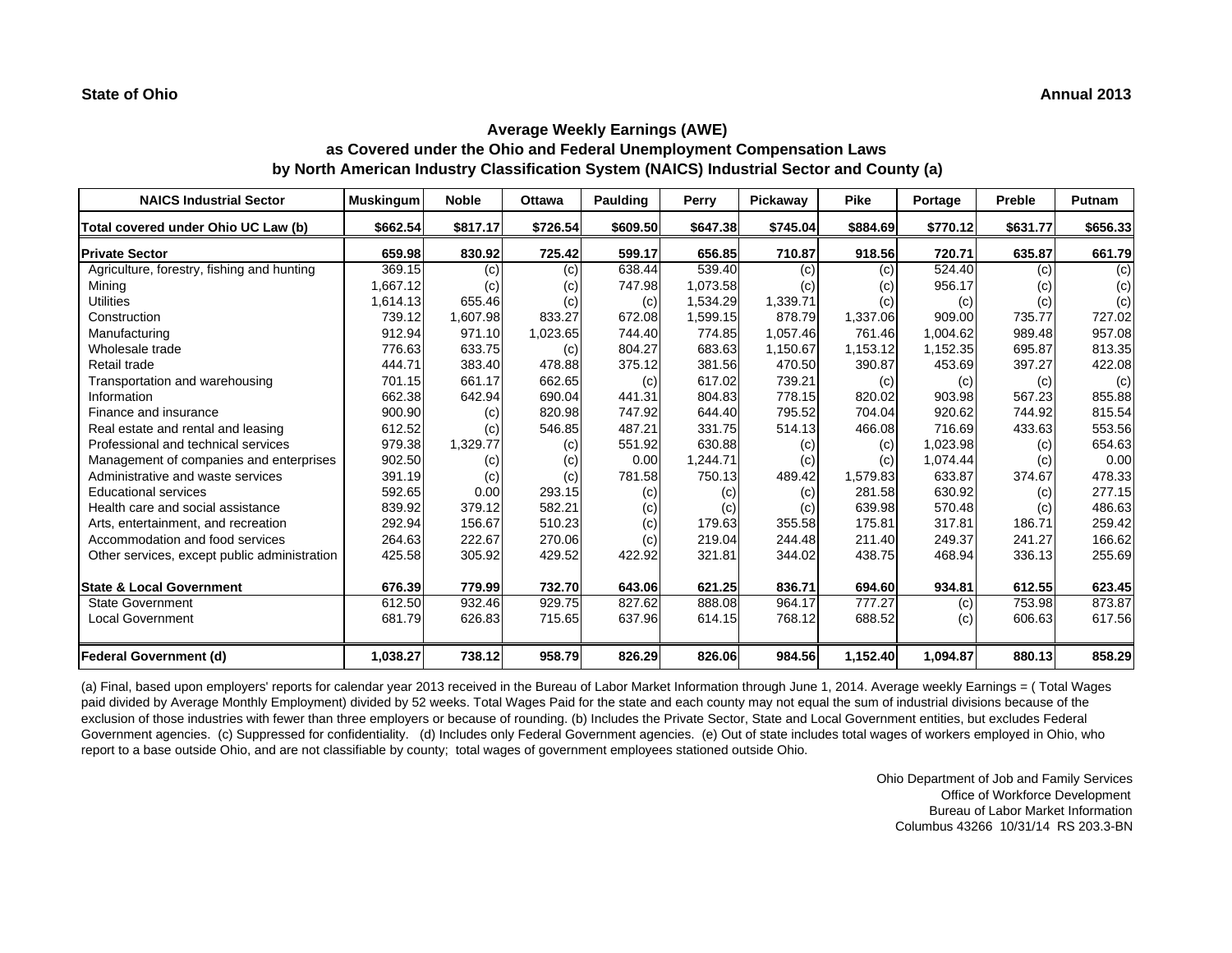**State of Ohio** **Annual 2013**

## Average Weekly Earnings (AWE)
## as Covered under the Ohio and Federal Unemployment Compensation Laws
## by North American Industry Classification System (NAICS) Industrial Sector and County (a)

| NAICS Industrial Sector | Muskingum | Noble | Ottawa | Paulding | Perry | Pickaway | Pike | Portage | Preble | Putnam |
|---|---|---|---|---|---|---|---|---|---|---|
| **Total covered under Ohio UC Law (b)** | **$662.54** | **$817.17** | **$726.54** | **$609.50** | **$647.38** | **$745.04** | **$884.69** | **$770.12** | **$631.77** | **$656.33** |
| **Private Sector** | **659.98** | **830.92** | **725.42** | **599.17** | **656.85** | **710.87** | **918.56** | **720.71** | **635.87** | **661.79** |
| Agriculture, forestry, fishing and hunting | 369.15 | (c) | (c) | 638.44 | 539.40 | (c) | (c) | 524.40 | (c) | (c) |
| Mining | 1,667.12 | (c) | (c) | 747.98 | 1,073.58 | (c) | (c) | 956.17 | (c) | (c) |
| Utilities | 1,614.13 | 655.46 | (c) | (c) | 1,534.29 | 1,339.71 | (c) | (c) | (c) | (c) |
| Construction | 739.12 | 1,607.98 | 833.27 | 672.08 | 1,599.15 | 878.79 | 1,337.06 | 909.00 | 735.77 | 727.02 |
| Manufacturing | 912.94 | 971.10 | 1,023.65 | 744.40 | 774.85 | 1,057.46 | 761.46 | 1,004.62 | 989.48 | 957.08 |
| Wholesale trade | 776.63 | 633.75 | (c) | 804.27 | 683.63 | 1,150.67 | 1,153.12 | 1,152.35 | 695.87 | 813.35 |
| Retail trade | 444.71 | 383.40 | 478.88 | 375.12 | 381.56 | 470.50 | 390.87 | 453.69 | 397.27 | 422.08 |
| Transportation and warehousing | 701.15 | 661.17 | 662.65 | (c) | 617.02 | 739.21 | (c) | (c) | (c) | (c) |
| Information | 662.38 | 642.94 | 690.04 | 441.31 | 804.83 | 778.15 | 820.02 | 903.98 | 567.23 | 855.88 |
| Finance and insurance | 900.90 | (c) | 820.98 | 747.92 | 644.40 | 795.52 | 704.04 | 920.62 | 744.92 | 815.54 |
| Real estate and rental and leasing | 612.52 | (c) | 546.85 | 487.21 | 331.75 | 514.13 | 466.08 | 716.69 | 433.63 | 553.56 |
| Professional and technical services | 979.38 | 1,329.77 | (c) | 551.92 | 630.88 | (c) | (c) | 1,023.98 | (c) | 654.63 |
| Management of companies and enterprises | 902.50 | (c) | (c) | 0.00 | 1,244.71 | (c) | (c) | 1,074.44 | (c) | 0.00 |
| Administrative and waste services | 391.19 | (c) | (c) | 781.58 | 750.13 | 489.42 | 1,579.83 | 633.87 | 374.67 | 478.33 |
| Educational services | 592.65 | 0.00 | 293.15 | (c) | (c) | (c) | 281.58 | 630.92 | (c) | 277.15 |
| Health care and social assistance | 839.92 | 379.12 | 582.21 | (c) | (c) | (c) | 639.98 | 570.48 | (c) | 486.63 |
| Arts, entertainment, and recreation | 292.94 | 156.67 | 510.23 | (c) | 179.63 | 355.58 | 175.81 | 317.81 | 186.71 | 259.42 |
| Accommodation and food services | 264.63 | 222.67 | 270.06 | (c) | 219.04 | 244.48 | 211.40 | 249.37 | 241.27 | 166.62 |
| Other services, except public administration | 425.58 | 305.92 | 429.52 | 422.92 | 321.81 | 344.02 | 438.75 | 468.94 | 336.13 | 255.69 |
| **State & Local Government** | **676.39** | **779.99** | **732.70** | **643.06** | **621.25** | **836.71** | **694.60** | **934.81** | **612.55** | **623.45** |
| State Government | 612.50 | 932.46 | 929.75 | 827.62 | 888.08 | 964.17 | 777.27 | (c) | 753.98 | 873.87 |
| Local Government | 681.79 | 626.83 | 715.65 | 637.96 | 614.15 | 768.12 | 688.52 | (c) | 606.63 | 617.56 |
| **Federal Government (d)** | **1,038.27** | **738.12** | **958.79** | **826.29** | **826.06** | **984.56** | **1,152.40** | **1,094.87** | **880.13** | **858.29** |

(a) Final, based upon employers' reports for calendar year 2013 received in the Bureau of Labor Market Information through June 1, 2014. Average weekly Earnings = ( Total Wages paid divided by Average Monthly Employment) divided by 52 weeks. Total Wages Paid for the state and each county may not equal the sum of industrial divisions because of the exclusion of those industries with fewer than three employers or because of rounding. (b) Includes the Private Sector, State and Local Government entities, but excludes Federal Government agencies. (c) Suppressed for confidentiality. (d) Includes only Federal Government agencies. (e) Out of state includes total wages of workers employed in Ohio, who report to a base outside Ohio, and are not classifiable by county; total wages of government employees stationed outside Ohio.

Ohio Department of Job and Family Services
Office of Workforce Development
Bureau of Labor Market Information
Columbus 43266 10/31/14 RS 203.3-BN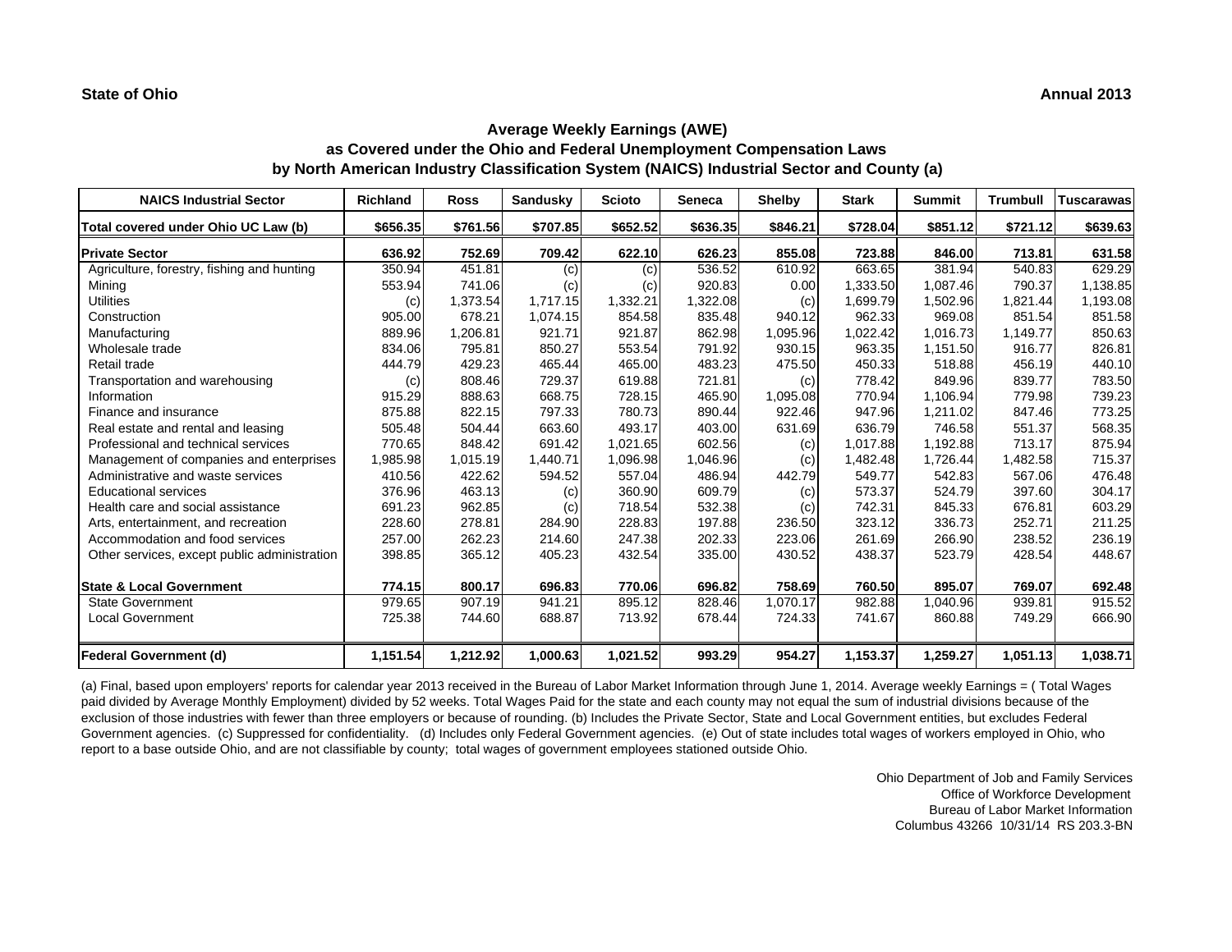**State of Ohio** **Annual 2013**

## Average Weekly Earnings (AWE)
## as Covered under the Ohio and Federal Unemployment Compensation Laws
## by North American Industry Classification System (NAICS) Industrial Sector and County (a)

| NAICS Industrial Sector | Richland | Ross | Sandusky | Scioto | Seneca | Shelby | Stark | Summit | Trumbull | Tuscarawas |
|---|---|---|---|---|---|---|---|---|---|---|
| **Total covered under Ohio UC Law (b)** | **$656.35** | **$761.56** | **$707.85** | **$652.52** | **$636.35** | **$846.21** | **$728.04** | **$851.12** | **$721.12** | **$639.63** |
| **Private Sector** | **636.92** | **752.69** | **709.42** | **622.10** | **626.23** | **855.08** | **723.88** | **846.00** | **713.81** | **631.58** |
| Agriculture, forestry, fishing and hunting | 350.94 | 451.81 | (c) | (c) | 536.52 | 610.92 | 663.65 | 381.94 | 540.83 | 629.29 |
| Mining | 553.94 | 741.06 | (c) | (c) | 920.83 | 0.00 | 1,333.50 | 1,087.46 | 790.37 | 1,138.85 |
| Utilities | (c) | 1,373.54 | 1,717.15 | 1,332.21 | 1,322.08 | (c) | 1,699.79 | 1,502.96 | 1,821.44 | 1,193.08 |
| Construction | 905.00 | 678.21 | 1,074.15 | 854.58 | 835.48 | 940.12 | 962.33 | 969.08 | 851.54 | 851.58 |
| Manufacturing | 889.96 | 1,206.81 | 921.71 | 921.87 | 862.98 | 1,095.96 | 1,022.42 | 1,016.73 | 1,149.77 | 850.63 |
| Wholesale trade | 834.06 | 795.81 | 850.27 | 553.54 | 791.92 | 930.15 | 963.35 | 1,151.50 | 916.77 | 826.81 |
| Retail trade | 444.79 | 429.23 | 465.44 | 465.00 | 483.23 | 475.50 | 450.33 | 518.88 | 456.19 | 440.10 |
| Transportation and warehousing | (c) | 808.46 | 729.37 | 619.88 | 721.81 | (c) | 778.42 | 849.96 | 839.77 | 783.50 |
| Information | 915.29 | 888.63 | 668.75 | 728.15 | 465.90 | 1,095.08 | 770.94 | 1,106.94 | 779.98 | 739.23 |
| Finance and insurance | 875.88 | 822.15 | 797.33 | 780.73 | 890.44 | 922.46 | 947.96 | 1,211.02 | 847.46 | 773.25 |
| Real estate and rental and leasing | 505.48 | 504.44 | 663.60 | 493.17 | 403.00 | 631.69 | 636.79 | 746.58 | 551.37 | 568.35 |
| Professional and technical services | 770.65 | 848.42 | 691.42 | 1,021.65 | 602.56 | (c) | 1,017.88 | 1,192.88 | 713.17 | 875.94 |
| Management of companies and enterprises | 1,985.98 | 1,015.19 | 1,440.71 | 1,096.98 | 1,046.96 | (c) | 1,482.48 | 1,726.44 | 1,482.58 | 715.37 |
| Administrative and waste services | 410.56 | 422.62 | 594.52 | 557.04 | 486.94 | 442.79 | 549.77 | 542.83 | 567.06 | 476.48 |
| Educational services | 376.96 | 463.13 | (c) | 360.90 | 609.79 | (c) | 573.37 | 524.79 | 397.60 | 304.17 |
| Health care and social assistance | 691.23 | 962.85 | (c) | 718.54 | 532.38 | (c) | 742.31 | 845.33 | 676.81 | 603.29 |
| Arts, entertainment, and recreation | 228.60 | 278.81 | 284.90 | 228.83 | 197.88 | 236.50 | 323.12 | 336.73 | 252.71 | 211.25 |
| Accommodation and food services | 257.00 | 262.23 | 214.60 | 247.38 | 202.33 | 223.06 | 261.69 | 266.90 | 238.52 | 236.19 |
| Other services, except public administration | 398.85 | 365.12 | 405.23 | 432.54 | 335.00 | 430.52 | 438.37 | 523.79 | 428.54 | 448.67 |
| **State & Local Government** | **774.15** | **800.17** | **696.83** | **770.06** | **696.82** | **758.69** | **760.50** | **895.07** | **769.07** | **692.48** |
| State Government | 979.65 | 907.19 | 941.21 | 895.12 | 828.46 | 1,070.17 | 982.88 | 1,040.96 | 939.81 | 915.52 |
| Local Government | 725.38 | 744.60 | 688.87 | 713.92 | 678.44 | 724.33 | 741.67 | 860.88 | 749.29 | 666.90 |
| **Federal Government (d)** | **1,151.54** | **1,212.92** | **1,000.63** | **1,021.52** | **993.29** | **954.27** | **1,153.37** | **1,259.27** | **1,051.13** | **1,038.71** |

(a) Final, based upon employers' reports for calendar year 2013 received in the Bureau of Labor Market Information through June 1, 2014. Average weekly Earnings = ( Total Wages paid divided by Average Monthly Employment) divided by 52 weeks. Total Wages Paid for the state and each county may not equal the sum of industrial divisions because of the exclusion of those industries with fewer than three employers or because of rounding. (b) Includes the Private Sector, State and Local Government entities, but excludes Federal Government agencies. (c) Suppressed for confidentiality. (d) Includes only Federal Government agencies. (e) Out of state includes total wages of workers employed in Ohio, who report to a base outside Ohio, and are not classifiable by county; total wages of government employees stationed outside Ohio.

Ohio Department of Job and Family Services
Office of Workforce Development
Bureau of Labor Market Information
Columbus 43266 10/31/14 RS 203.3-BN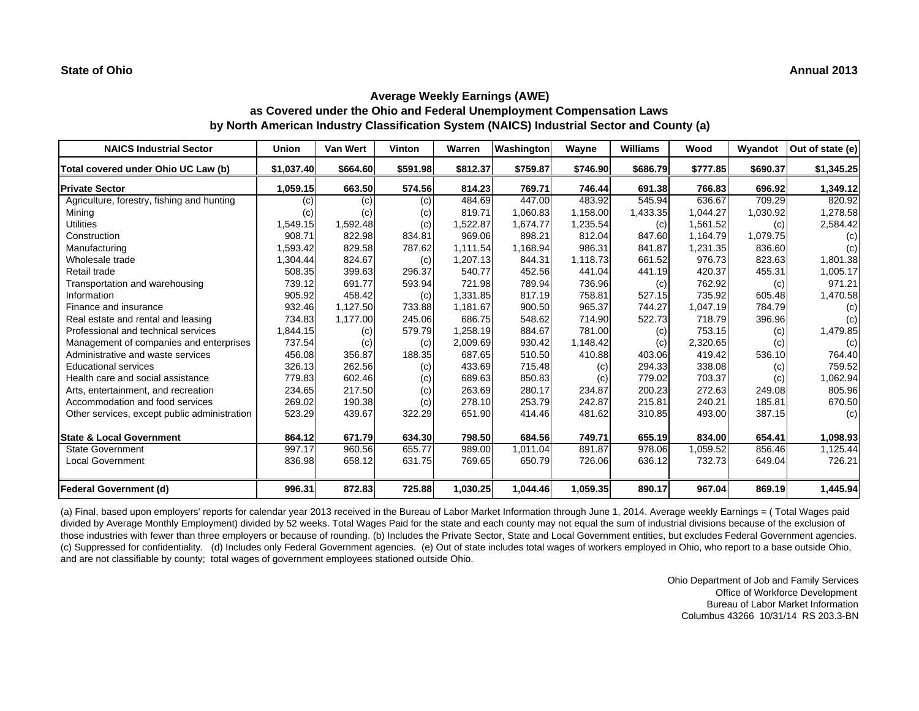**State of Ohio** **Annual 2013**

### Average Weekly Earnings (AWE)
### as Covered under the Ohio and Federal Unemployment Compensation Laws
### by North American Industry Classification System (NAICS) Industrial Sector and County (a)

| NAICS Industrial Sector | Union | Van Wert | Vinton | Warren | Washington | Wayne | Williams | Wood | Wyandot | Out of state (e) |
|---|---|---|---|---|---|---|---|---|---|---|
| **Total covered under Ohio UC Law (b)** | **$1,037.40** | **$664.60** | **$591.98** | **$812.37** | **$759.87** | **$746.90** | **$686.79** | **$777.85** | **$690.37** | **$1,345.25** |
| **Private Sector** | **1,059.15** | **663.50** | **574.56** | **814.23** | **769.71** | **746.44** | **691.38** | **766.83** | **696.92** | **1,349.12** |
| Agriculture, forestry, fishing and hunting | (c) | (c) | (c) | 484.69 | 447.00 | 483.92 | 545.94 | 636.67 | 709.29 | 820.92 |
| Mining | (c) | (c) | (c) | 819.71 | 1,060.83 | 1,158.00 | 1,433.35 | 1,044.27 | 1,030.92 | 1,278.58 |
| Utilities | 1,549.15 | 1,592.48 | (c) | 1,522.87 | 1,674.77 | 1,235.54 | (c) | 1,561.52 | (c) | 2,584.42 |
| Construction | 908.71 | 822.98 | 834.81 | 969.06 | 898.21 | 812.04 | 847.60 | 1,164.79 | 1,079.75 | (c) |
| Manufacturing | 1,593.42 | 829.58 | 787.62 | 1,111.54 | 1,168.94 | 986.31 | 841.87 | 1,231.35 | 836.60 | (c) |
| Wholesale trade | 1,304.44 | 824.67 | (c) | 1,207.13 | 844.31 | 1,118.73 | 661.52 | 976.73 | 823.63 | 1,801.38 |
| Retail trade | 508.35 | 399.63 | 296.37 | 540.77 | 452.56 | 441.04 | 441.19 | 420.37 | 455.31 | 1,005.17 |
| Transportation and warehousing | 739.12 | 691.77 | 593.94 | 721.98 | 789.94 | 736.96 | (c) | 762.92 | (c) | 971.21 |
| Information | 905.92 | 458.42 | (c) | 1,331.85 | 817.19 | 758.81 | 527.15 | 735.92 | 605.48 | 1,470.58 |
| Finance and insurance | 932.46 | 1,127.50 | 733.88 | 1,181.67 | 900.50 | 965.37 | 744.27 | 1,047.19 | 784.79 | (c) |
| Real estate and rental and leasing | 734.83 | 1,177.00 | 245.06 | 686.75 | 548.62 | 714.90 | 522.73 | 718.79 | 396.96 | (c) |
| Professional and technical services | 1,844.15 | (c) | 579.79 | 1,258.19 | 884.67 | 781.00 | (c) | 753.15 | (c) | 1,479.85 |
| Management of companies and enterprises | 737.54 | (c) | (c) | 2,009.69 | 930.42 | 1,148.42 | (c) | 2,320.65 | (c) | (c) |
| Administrative and waste services | 456.08 | 356.87 | 188.35 | 687.65 | 510.50 | 410.88 | 403.06 | 419.42 | 536.10 | 764.40 |
| Educational services | 326.13 | 262.56 | (c) | 433.69 | 715.48 | (c) | 294.33 | 338.08 | (c) | 759.52 |
| Health care and social assistance | 779.83 | 602.46 | (c) | 689.63 | 850.83 | (c) | 779.02 | 703.37 | (c) | 1,062.94 |
| Arts, entertainment, and recreation | 234.65 | 217.50 | (c) | 263.69 | 280.17 | 234.87 | 200.23 | 272.63 | 249.08 | 805.96 |
| Accommodation and food services | 269.02 | 190.38 | (c) | 278.10 | 253.79 | 242.87 | 215.81 | 240.21 | 185.81 | 670.50 |
| Other services, except public administration | 523.29 | 439.67 | 322.29 | 651.90 | 414.46 | 481.62 | 310.85 | 493.00 | 387.15 | (c) |
| **State & Local Government** | **864.12** | **671.79** | **634.30** | **798.50** | **684.56** | **749.71** | **655.19** | **834.00** | **654.41** | **1,098.93** |
| State Government | 997.17 | 960.56 | 655.77 | 989.00 | 1,011.04 | 891.87 | 978.06 | 1,059.52 | 856.46 | 1,125.44 |
| Local Government | 836.98 | 658.12 | 631.75 | 769.65 | 650.79 | 726.06 | 636.12 | 732.73 | 649.04 | 726.21 |
| **Federal Government (d)** | **996.31** | **872.83** | **725.88** | **1,030.25** | **1,044.46** | **1,059.35** | **890.17** | **967.04** | **869.19** | **1,445.94** |

(a) Final, based upon employers' reports for calendar year 2013 received in the Bureau of Labor Market Information through June 1, 2014. Average weekly Earnings = ( Total Wages paid divided by Average Monthly Employment) divided by 52 weeks. Total Wages Paid for the state and each county may not equal the sum of industrial divisions because of the exclusion of those industries with fewer than three employers or because of rounding. (b) Includes the Private Sector, State and Local Government entities, but excludes Federal Government agencies. (c) Suppressed for confidentiality. (d) Includes only Federal Government agencies. (e) Out of state includes total wages of workers employed in Ohio, who report to a base outside Ohio, and are not classifiable by county; total wages of government employees stationed outside Ohio.

Ohio Department of Job and Family Services
Office of Workforce Development
Bureau of Labor Market Information
Columbus 43266 10/31/14 RS 203.3-BN